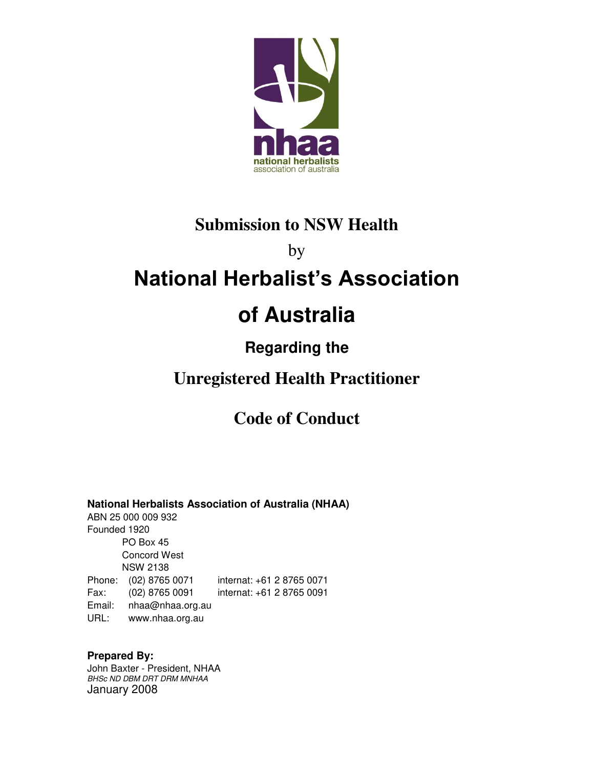nhaa
national herbalists
association of australia

# Submission to NSW Health

by

# National Herbalist's Association of Australia

## Regarding the

## Unregistered Health Practitioner

## Code of Conduct

**National Herbalists Association of Australia (NHAA)**
ABN 25 000 009 932
Founded 1920
PO Box 45
Concord West
NSW 2138
Phone: (02) 8765 0071 internat: +61 2 8765 0071
Fax: (02) 8765 0091 internat: +61 2 8765 0091
Email: nhaa@nhaa.org.au
URL: www.nhaa.org.au

**Prepared By:**
John Baxter - President, NHAA
*BHSc ND DBM DRT DRM MNHAA*
January 2008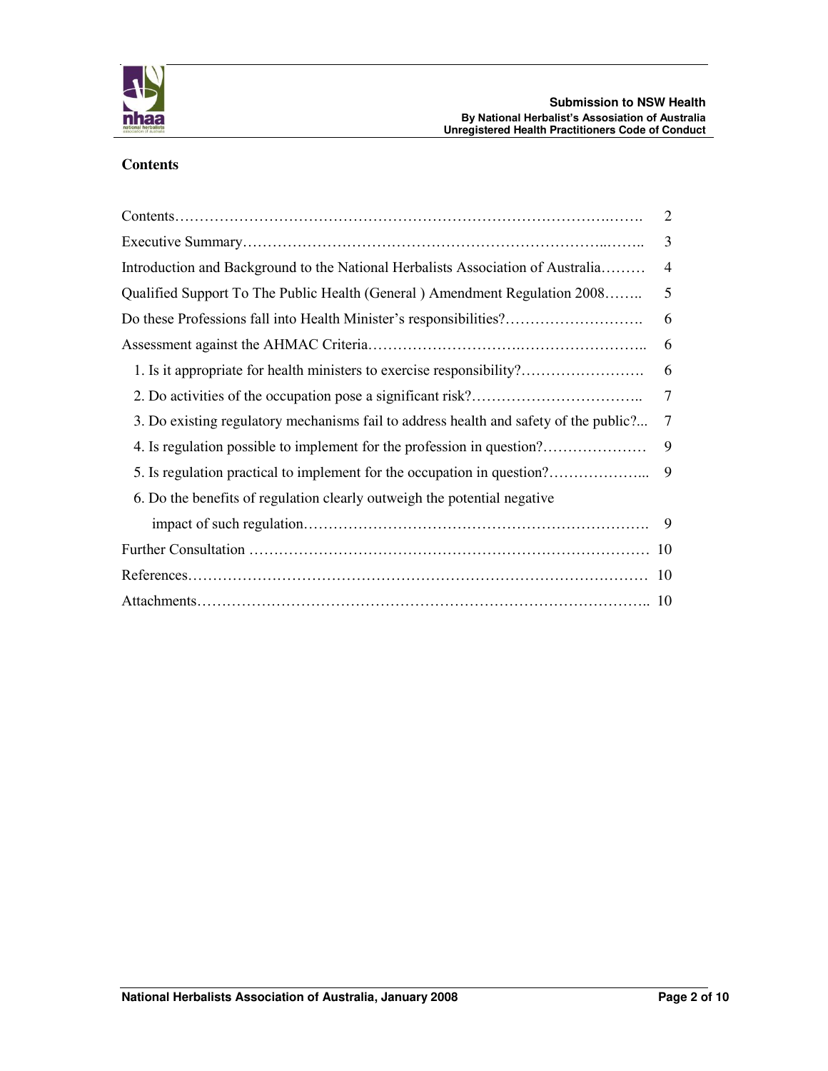## Contents

| | |
|---|---|
| Contents | 2 |
| Executive Summary | 3 |
| Introduction and Background to the National Herbalists Association of Australia | 4 |
| Qualified Support To The Public Health (General ) Amendment Regulation 2008 | 5 |
| Do these Professions fall into Health Minister's responsibilities? | 6 |
| Assessment against the AHMAC Criteria | 6 |
| 1. Is it appropriate for health ministers to exercise responsibility? | 6 |
| 2. Do activities of the occupation pose a significant risk? | 7 |
| 3. Do existing regulatory mechanisms fail to address health and safety of the public? | 7 |
| 4. Is regulation possible to implement for the profession in question? | 9 |
| 5. Is regulation practical to implement for the occupation in question? | 9 |
| 6. Do the benefits of regulation clearly outweigh the potential negative impact of such regulation | 9 |
| Further Consultation | 10 |
| References | 10 |
| Attachments | 10 |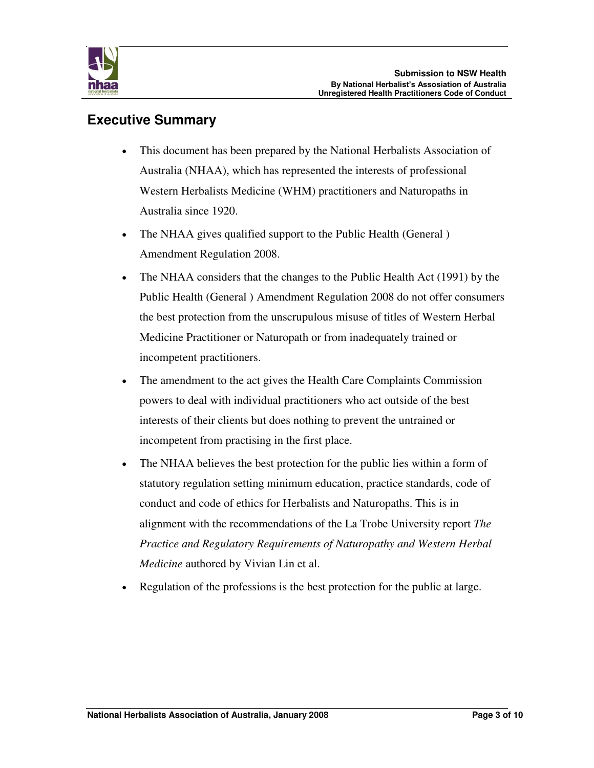## Executive Summary

- This document has been prepared by the National Herbalists Association of Australia (NHAA), which has represented the interests of professional Western Herbalists Medicine (WHM) practitioners and Naturopaths in Australia since 1920.
- The NHAA gives qualified support to the Public Health (General ) Amendment Regulation 2008.
- The NHAA considers that the changes to the Public Health Act (1991) by the Public Health (General ) Amendment Regulation 2008 do not offer consumers the best protection from the unscrupulous misuse of titles of Western Herbal Medicine Practitioner or Naturopath or from inadequately trained or incompetent practitioners.
- The amendment to the act gives the Health Care Complaints Commission powers to deal with individual practitioners who act outside of the best interests of their clients but does nothing to prevent the untrained or incompetent from practising in the first place.
- The NHAA believes the best protection for the public lies within a form of statutory regulation setting minimum education, practice standards, code of conduct and code of ethics for Herbalists and Naturopaths. This is in alignment with the recommendations of the La Trobe University report *The Practice and Regulatory Requirements of Naturopathy and Western Herbal Medicine* authored by Vivian Lin et al.
- Regulation of the professions is the best protection for the public at large.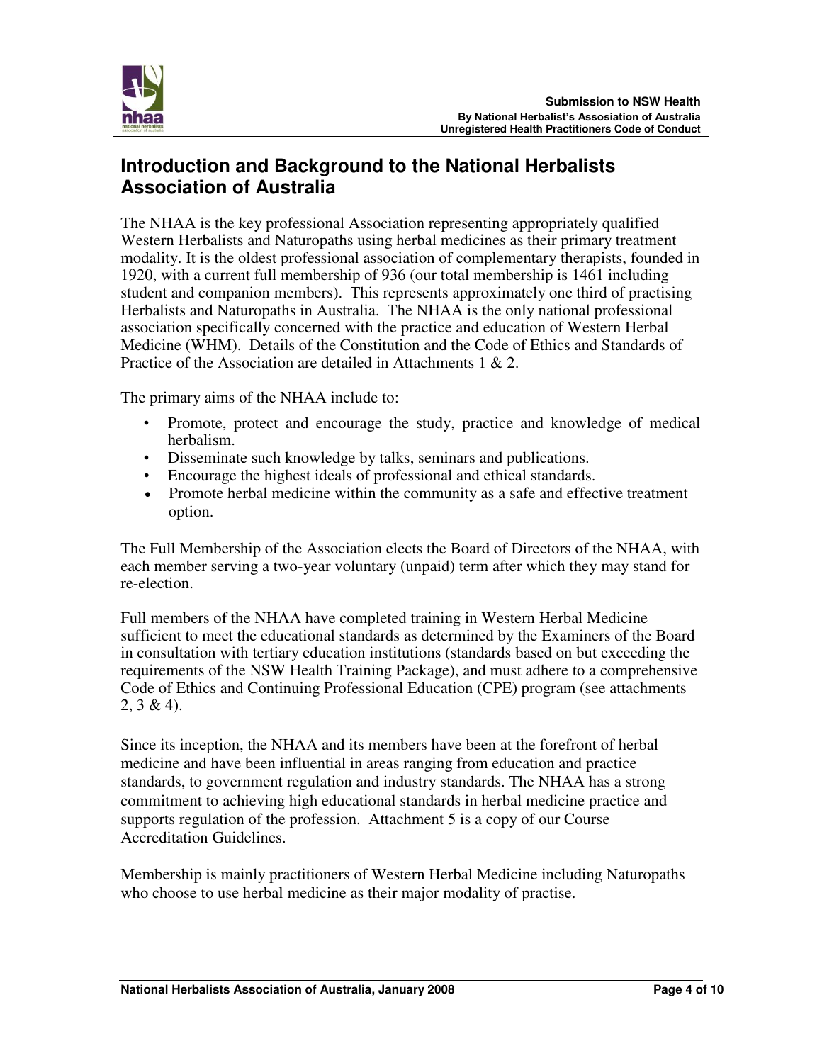## Introduction and Background to the National Herbalists Association of Australia

The NHAA is the key professional Association representing appropriately qualified Western Herbalists and Naturopaths using herbal medicines as their primary treatment modality. It is the oldest professional association of complementary therapists, founded in 1920, with a current full membership of 936 (our total membership is 1461 including student and companion members). This represents approximately one third of practising Herbalists and Naturopaths in Australia. The NHAA is the only national professional association specifically concerned with the practice and education of Western Herbal Medicine (WHM). Details of the Constitution and the Code of Ethics and Standards of Practice of the Association are detailed in Attachments 1 & 2.

The primary aims of the NHAA include to:

- Promote, protect and encourage the study, practice and knowledge of medical herbalism.
- Disseminate such knowledge by talks, seminars and publications.
- Encourage the highest ideals of professional and ethical standards.
- Promote herbal medicine within the community as a safe and effective treatment option.

The Full Membership of the Association elects the Board of Directors of the NHAA, with each member serving a two-year voluntary (unpaid) term after which they may stand for re-election.

Full members of the NHAA have completed training in Western Herbal Medicine sufficient to meet the educational standards as determined by the Examiners of the Board in consultation with tertiary education institutions (standards based on but exceeding the requirements of the NSW Health Training Package), and must adhere to a comprehensive Code of Ethics and Continuing Professional Education (CPE) program (see attachments 2, 3 & 4).

Since its inception, the NHAA and its members have been at the forefront of herbal medicine and have been influential in areas ranging from education and practice standards, to government regulation and industry standards. The NHAA has a strong commitment to achieving high educational standards in herbal medicine practice and supports regulation of the profession. Attachment 5 is a copy of our Course Accreditation Guidelines.

Membership is mainly practitioners of Western Herbal Medicine including Naturopaths who choose to use herbal medicine as their major modality of practise.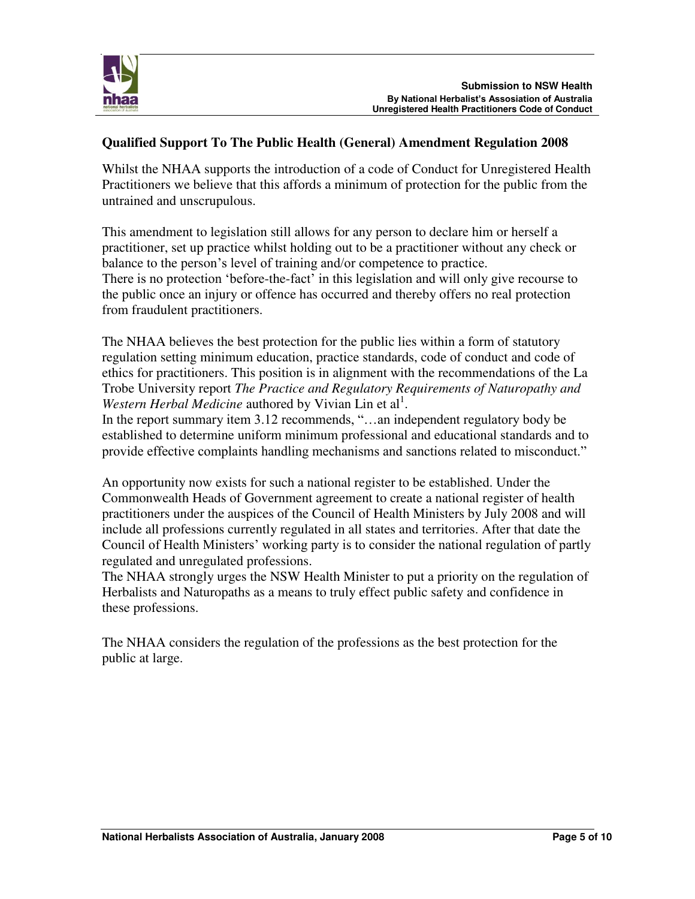## Qualified Support To The Public Health (General) Amendment Regulation 2008

Whilst the NHAA supports the introduction of a code of Conduct for Unregistered Health Practitioners we believe that this affords a minimum of protection for the public from the untrained and unscrupulous.

This amendment to legislation still allows for any person to declare him or herself a practitioner, set up practice whilst holding out to be a practitioner without any check or balance to the person's level of training and/or competence to practice.
There is no protection 'before-the-fact' in this legislation and will only give recourse to the public once an injury or offence has occurred and thereby offers no real protection from fraudulent practitioners.

The NHAA believes the best protection for the public lies within a form of statutory regulation setting minimum education, practice standards, code of conduct and code of ethics for practitioners. This position is in alignment with the recommendations of the La Trobe University report *The Practice and Regulatory Requirements of Naturopathy and Western Herbal Medicine* authored by Vivian Lin et al[1].
In the report summary item 3.12 recommends, "…an independent regulatory body be established to determine uniform minimum professional and educational standards and to provide effective complaints handling mechanisms and sanctions related to misconduct."

An opportunity now exists for such a national register to be established. Under the Commonwealth Heads of Government agreement to create a national register of health practitioners under the auspices of the Council of Health Ministers by July 2008 and will include all professions currently regulated in all states and territories. After that date the Council of Health Ministers' working party is to consider the national regulation of partly regulated and unregulated professions.
The NHAA strongly urges the NSW Health Minister to put a priority on the regulation of Herbalists and Naturopaths as a means to truly effect public safety and confidence in these professions.

The NHAA considers the regulation of the professions as the best protection for the public at large.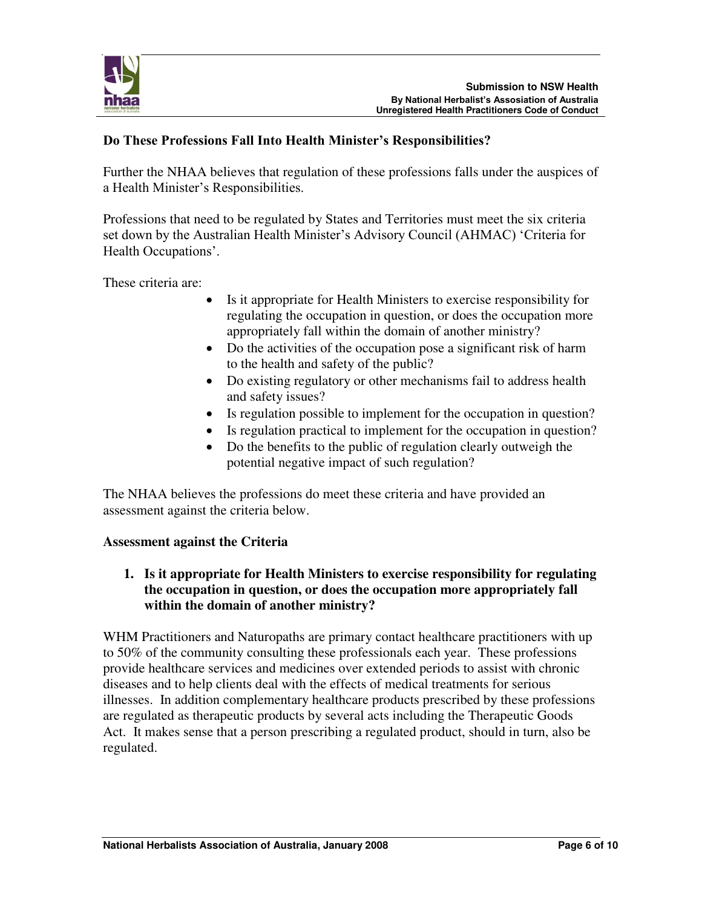### Do These Professions Fall Into Health Minister's Responsibilities?

Further the NHAA believes that regulation of these professions falls under the auspices of a Health Minister's Responsibilities.

Professions that need to be regulated by States and Territories must meet the six criteria set down by the Australian Health Minister's Advisory Council (AHMAC) 'Criteria for Health Occupations'.

These criteria are:

- Is it appropriate for Health Ministers to exercise responsibility for regulating the occupation in question, or does the occupation more appropriately fall within the domain of another ministry?
- Do the activities of the occupation pose a significant risk of harm to the health and safety of the public?
- Do existing regulatory or other mechanisms fail to address health and safety issues?
- Is regulation possible to implement for the occupation in question?
- Is regulation practical to implement for the occupation in question?
- Do the benefits to the public of regulation clearly outweigh the potential negative impact of such regulation?

The NHAA believes the professions do meet these criteria and have provided an assessment against the criteria below.

### Assessment against the Criteria

1. **Is it appropriate for Health Ministers to exercise responsibility for regulating the occupation in question, or does the occupation more appropriately fall within the domain of another ministry?**

WHM Practitioners and Naturopaths are primary contact healthcare practitioners with up to 50% of the community consulting these professionals each year. These professions provide healthcare services and medicines over extended periods to assist with chronic diseases and to help clients deal with the effects of medical treatments for serious illnesses. In addition complementary healthcare products prescribed by these professions are regulated as therapeutic products by several acts including the Therapeutic Goods Act. It makes sense that a person prescribing a regulated product, should in turn, also be regulated.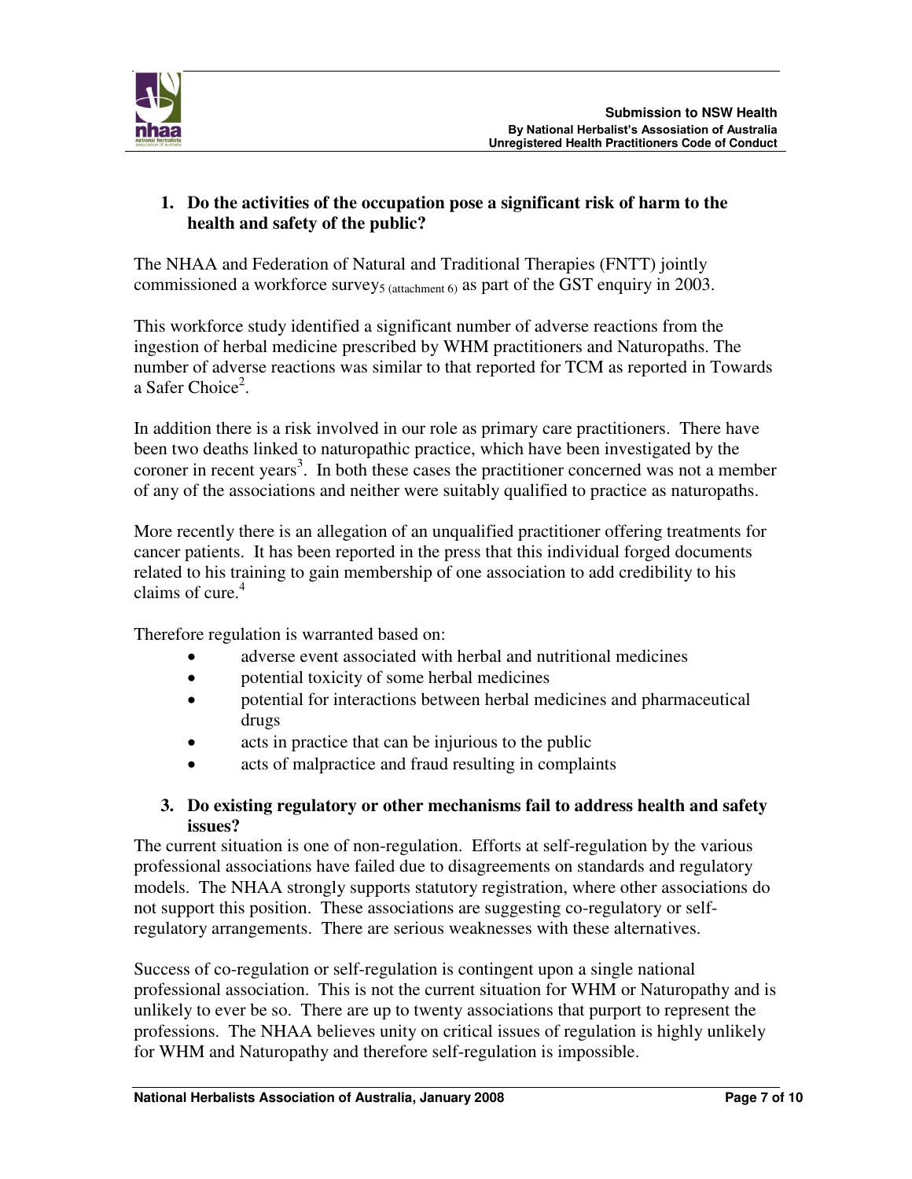## 1. Do the activities of the occupation pose a significant risk of harm to the health and safety of the public?

The NHAA and Federation of Natural and Traditional Therapies (FNTT) jointly commissioned a workforce survey[5] (attachment 6) as part of the GST enquiry in 2003.

This workforce study identified a significant number of adverse reactions from the ingestion of herbal medicine prescribed by WHM practitioners and Naturopaths. The number of adverse reactions was similar to that reported for TCM as reported in Towards a Safer Choice[2].

In addition there is a risk involved in our role as primary care practitioners. There have been two deaths linked to naturopathic practice, which have been investigated by the coroner in recent years[3]. In both these cases the practitioner concerned was not a member of any of the associations and neither were suitably qualified to practice as naturopaths.

More recently there is an allegation of an unqualified practitioner offering treatments for cancer patients. It has been reported in the press that this individual forged documents related to his training to gain membership of one association to add credibility to his claims of cure.[4]

Therefore regulation is warranted based on:

- adverse event associated with herbal and nutritional medicines
- potential toxicity of some herbal medicines
- potential for interactions between herbal medicines and pharmaceutical drugs
- acts in practice that can be injurious to the public
- acts of malpractice and fraud resulting in complaints

## 3. Do existing regulatory or other mechanisms fail to address health and safety issues?

The current situation is one of non-regulation. Efforts at self-regulation by the various professional associations have failed due to disagreements on standards and regulatory models. The NHAA strongly supports statutory registration, where other associations do not support this position. These associations are suggesting co-regulatory or self-regulatory arrangements. There are serious weaknesses with these alternatives.

Success of co-regulation or self-regulation is contingent upon a single national professional association. This is not the current situation for WHM or Naturopathy and is unlikely to ever be so. There are up to twenty associations that purport to represent the professions. The NHAA believes unity on critical issues of regulation is highly unlikely for WHM and Naturopathy and therefore self-regulation is impossible.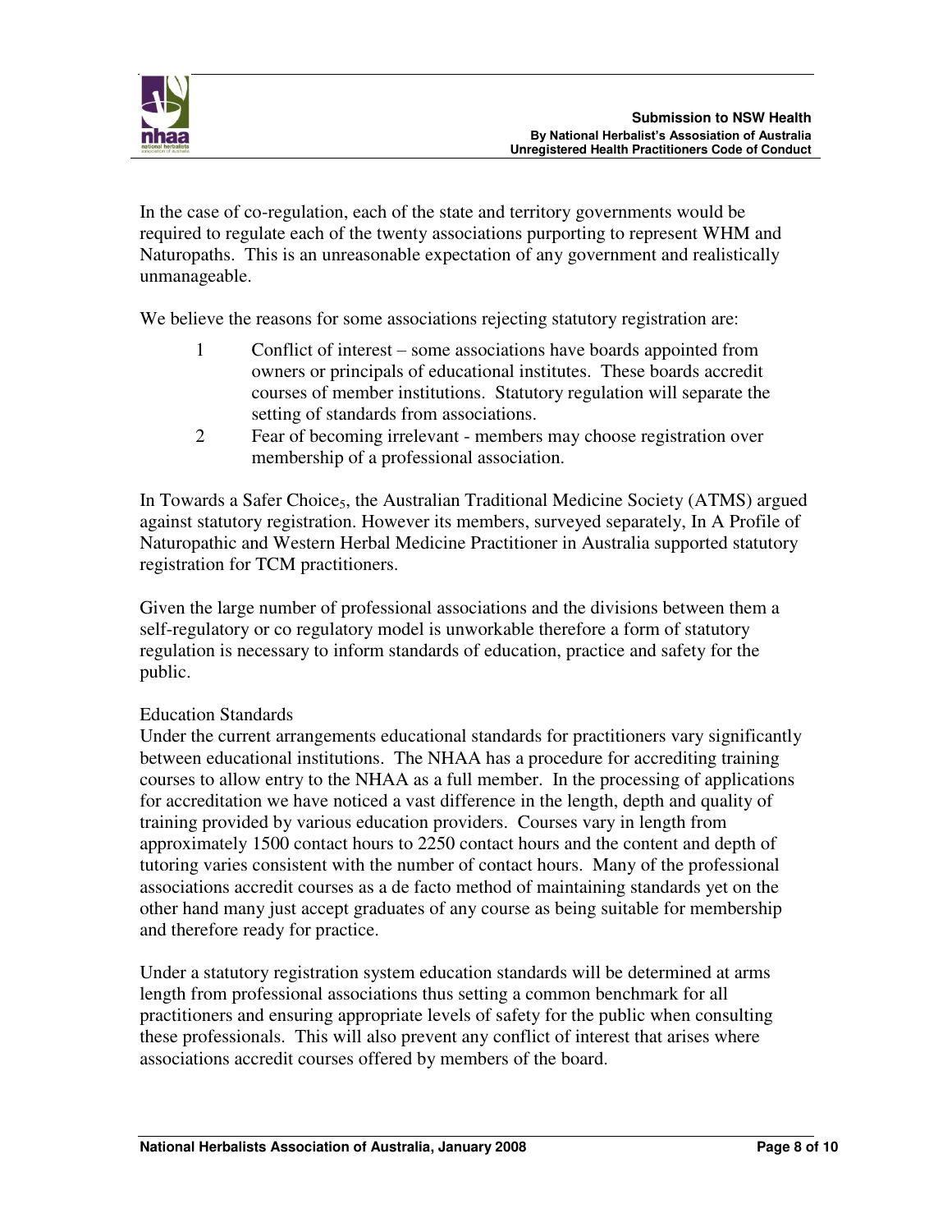In the case of co-regulation, each of the state and territory governments would be required to regulate each of the twenty associations purporting to represent WHM and Naturopaths. This is an unreasonable expectation of any government and realistically unmanageable.

We believe the reasons for some associations rejecting statutory registration are:

1. Conflict of interest – some associations have boards appointed from owners or principals of educational institutes. These boards accredit courses of member institutions. Statutory regulation will separate the setting of standards from associations.
2. Fear of becoming irrelevant - members may choose registration over membership of a professional association.

In Towards a Safer Choice[5], the Australian Traditional Medicine Society (ATMS) argued against statutory registration. However its members, surveyed separately, In A Profile of Naturopathic and Western Herbal Medicine Practitioner in Australia supported statutory registration for TCM practitioners.

Given the large number of professional associations and the divisions between them a self-regulatory or co regulatory model is unworkable therefore a form of statutory regulation is necessary to inform standards of education, practice and safety for the public.

Education Standards

Under the current arrangements educational standards for practitioners vary significantly between educational institutions. The NHAA has a procedure for accrediting training courses to allow entry to the NHAA as a full member. In the processing of applications for accreditation we have noticed a vast difference in the length, depth and quality of training provided by various education providers. Courses vary in length from approximately 1500 contact hours to 2250 contact hours and the content and depth of tutoring varies consistent with the number of contact hours. Many of the professional associations accredit courses as a de facto method of maintaining standards yet on the other hand many just accept graduates of any course as being suitable for membership and therefore ready for practice.

Under a statutory registration system education standards will be determined at arms length from professional associations thus setting a common benchmark for all practitioners and ensuring appropriate levels of safety for the public when consulting these professionals. This will also prevent any conflict of interest that arises where associations accredit courses offered by members of the board.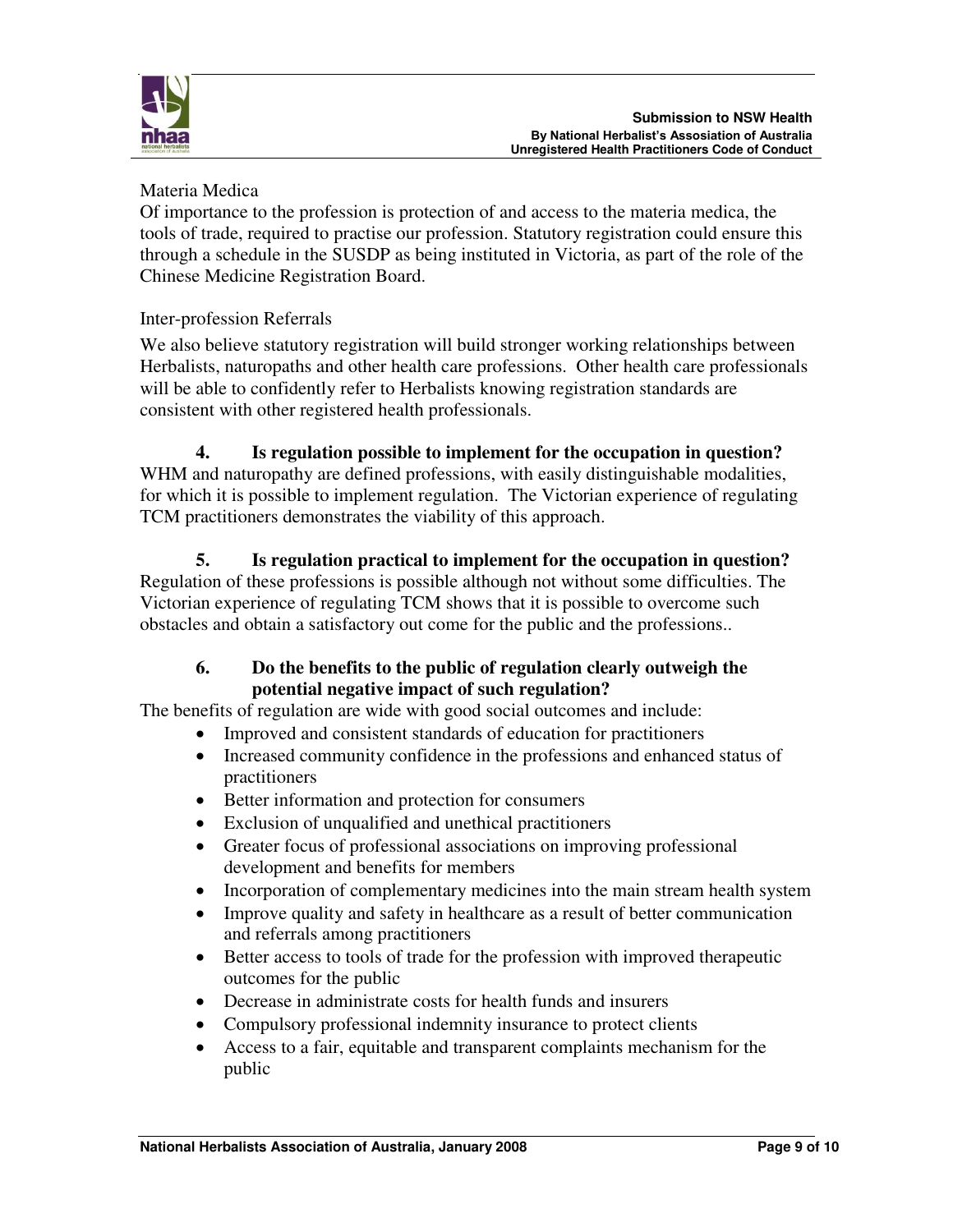Materia Medica

Of importance to the profession is protection of and access to the materia medica, the tools of trade, required to practise our profession. Statutory registration could ensure this through a schedule in the SUSDP as being instituted in Victoria, as part of the role of the Chinese Medicine Registration Board.

Inter-profession Referrals

We also believe statutory registration will build stronger working relationships between Herbalists, naturopaths and other health care professions. Other health care professionals will be able to confidently refer to Herbalists knowing registration standards are consistent with other registered health professionals.

**4. Is regulation possible to implement for the occupation in question?**

WHM and naturopathy are defined professions, with easily distinguishable modalities, for which it is possible to implement regulation. The Victorian experience of regulating TCM practitioners demonstrates the viability of this approach.

**5. Is regulation practical to implement for the occupation in question?**

Regulation of these professions is possible although not without some difficulties. The Victorian experience of regulating TCM shows that it is possible to overcome such obstacles and obtain a satisfactory out come for the public and the professions..

**6. Do the benefits to the public of regulation clearly outweigh the potential negative impact of such regulation?**

The benefits of regulation are wide with good social outcomes and include:

- Improved and consistent standards of education for practitioners
- Increased community confidence in the professions and enhanced status of practitioners
- Better information and protection for consumers
- Exclusion of unqualified and unethical practitioners
- Greater focus of professional associations on improving professional development and benefits for members
- Incorporation of complementary medicines into the main stream health system
- Improve quality and safety in healthcare as a result of better communication and referrals among practitioners
- Better access to tools of trade for the profession with improved therapeutic outcomes for the public
- Decrease in administrate costs for health funds and insurers
- Compulsory professional indemnity insurance to protect clients
- Access to a fair, equitable and transparent complaints mechanism for the public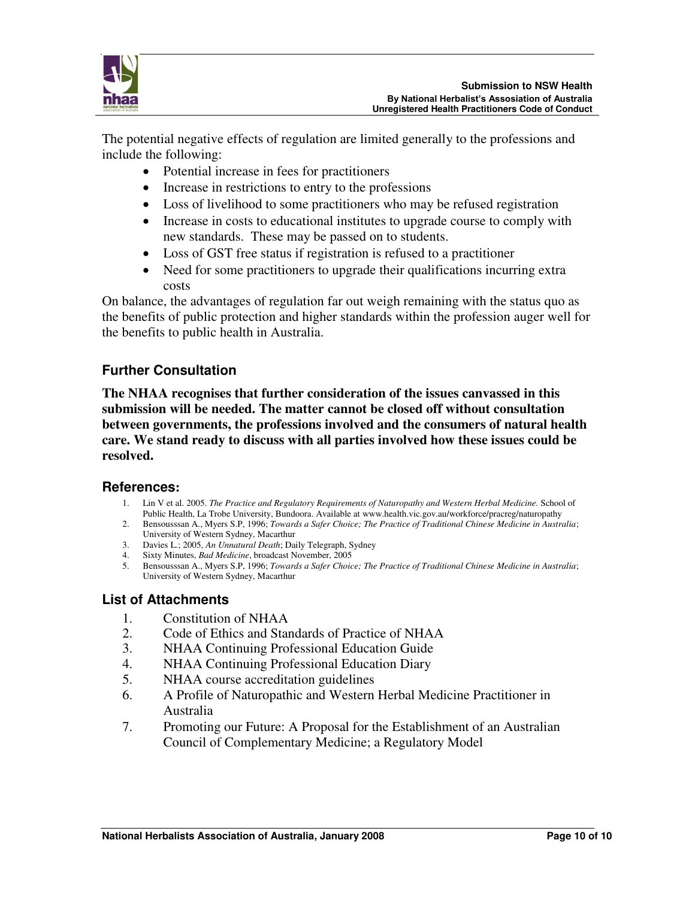The potential negative effects of regulation are limited generally to the professions and include the following:

- Potential increase in fees for practitioners
- Increase in restrictions to entry to the professions
- Loss of livelihood to some practitioners who may be refused registration
- Increase in costs to educational institutes to upgrade course to comply with new standards. These may be passed on to students.
- Loss of GST free status if registration is refused to a practitioner
- Need for some practitioners to upgrade their qualifications incurring extra costs

On balance, the advantages of regulation far out weigh remaining with the status quo as the benefits of public protection and higher standards within the profession auger well for the benefits to public health in Australia.

## Further Consultation

**The NHAA recognises that further consideration of the issues canvassed in this submission will be needed. The matter cannot be closed off without consultation between governments, the professions involved and the consumers of natural health care. We stand ready to discuss with all parties involved how these issues could be resolved.**

## References:

1. Lin V et al. 2005. *The Practice and Regulatory Requirements of Naturopathy and Western Herbal Medicine*. School of Public Health, La Trobe University, Bundoora. Available at www.health.vic.gov.au/workforce/pracreg/naturopathy
2. Bensousssan A., Myers S.P, 1996; *Towards a Safer Choice; The Practice of Traditional Chinese Medicine in Australia*; University of Western Sydney, Macarthur
3. Davies L.; 2005, *An Unnatural Death*; Daily Telegraph, Sydney
4. Sixty Minutes, *Bad Medicine*, broadcast November, 2005
5. Bensousssan A., Myers S.P, 1996; *Towards a Safer Choice; The Practice of Traditional Chinese Medicine in Australia*; University of Western Sydney, Macarthur

## List of Attachments

1. Constitution of NHAA
2. Code of Ethics and Standards of Practice of NHAA
3. NHAA Continuing Professional Education Guide
4. NHAA Continuing Professional Education Diary
5. NHAA course accreditation guidelines
6. A Profile of Naturopathic and Western Herbal Medicine Practitioner in Australia
7. Promoting our Future: A Proposal for the Establishment of an Australian Council of Complementary Medicine; a Regulatory Model